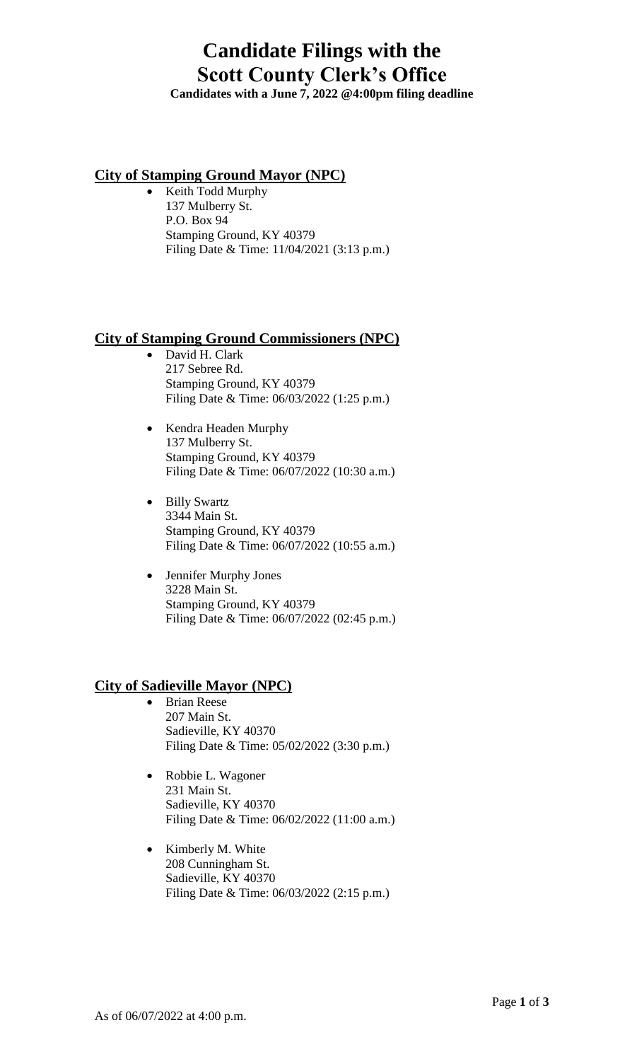# Candidate Filings with the Scott County Clerk's Office

**Candidates with a June 7, 2022 @4:00pm filing deadline**

## City of Stamping Ground Mayor (NPC)

- Keith Todd Murphy  
  137 Mulberry St.  
  P.O. Box 94  
  Stamping Ground, KY 40379  
  Filing Date & Time: 11/04/2021 (3:13 p.m.)

## City of Stamping Ground Commissioners (NPC)

- David H. Clark  
  217 Sebree Rd.  
  Stamping Ground, KY 40379  
  Filing Date & Time: 06/03/2022 (1:25 p.m.)

- Kendra Headen Murphy  
  137 Mulberry St.  
  Stamping Ground, KY 40379  
  Filing Date & Time: 06/07/2022 (10:30 a.m.)

- Billy Swartz  
  3344 Main St.  
  Stamping Ground, KY 40379  
  Filing Date & Time: 06/07/2022 (10:55 a.m.)

- Jennifer Murphy Jones  
  3228 Main St.  
  Stamping Ground, KY 40379  
  Filing Date & Time: 06/07/2022 (02:45 p.m.)

## City of Sadieville Mayor (NPC)

- Brian Reese  
  207 Main St.  
  Sadieville, KY 40370  
  Filing Date & Time: 05/02/2022 (3:30 p.m.)

- Robbie L. Wagoner  
  231 Main St.  
  Sadieville, KY 40370  
  Filing Date & Time: 06/02/2022 (11:00 a.m.)

- Kimberly M. White  
  208 Cunningham St.  
  Sadieville, KY 40370  
  Filing Date & Time: 06/03/2022 (2:15 p.m.)

As of 06/07/2022 at 4:00 p.m.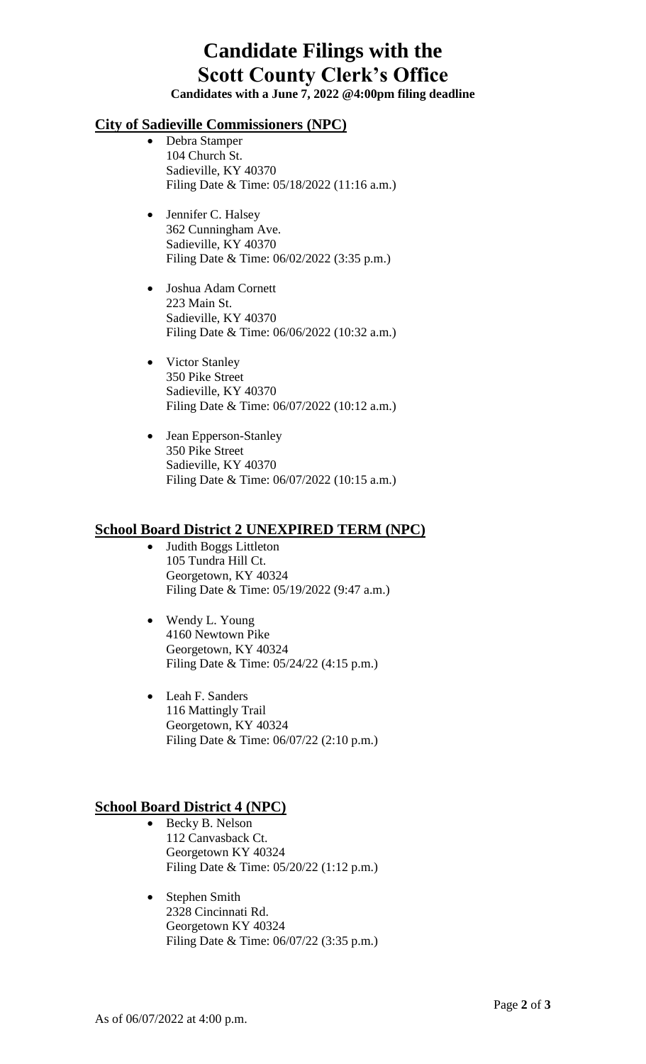# Candidate Filings with the Scott County Clerk's Office

**Candidates with a June 7, 2022 @4:00pm filing deadline**

## City of Sadieville Commissioners (NPC)

- Debra Stamper
  104 Church St.
  Sadieville, KY 40370
  Filing Date & Time: 05/18/2022 (11:16 a.m.)

- Jennifer C. Halsey
  362 Cunningham Ave.
  Sadieville, KY 40370
  Filing Date & Time: 06/02/2022 (3:35 p.m.)

- Joshua Adam Cornett
  223 Main St.
  Sadieville, KY 40370
  Filing Date & Time: 06/06/2022 (10:32 a.m.)

- Victor Stanley
  350 Pike Street
  Sadieville, KY 40370
  Filing Date & Time: 06/07/2022 (10:12 a.m.)

- Jean Epperson-Stanley
  350 Pike Street
  Sadieville, KY 40370
  Filing Date & Time: 06/07/2022 (10:15 a.m.)

## School Board District 2 UNEXPIRED TERM (NPC)

- Judith Boggs Littleton
  105 Tundra Hill Ct.
  Georgetown, KY 40324
  Filing Date & Time: 05/19/2022 (9:47 a.m.)

- Wendy L. Young
  4160 Newtown Pike
  Georgetown, KY 40324
  Filing Date & Time: 05/24/22 (4:15 p.m.)

- Leah F. Sanders
  116 Mattingly Trail
  Georgetown, KY 40324
  Filing Date & Time: 06/07/22 (2:10 p.m.)

## School Board District 4 (NPC)

- Becky B. Nelson
  112 Canvasback Ct.
  Georgetown KY 40324
  Filing Date & Time: 05/20/22 (1:12 p.m.)

- Stephen Smith
  2328 Cincinnati Rd.
  Georgetown KY 40324
  Filing Date & Time: 06/07/22 (3:35 p.m.)

As of 06/07/2022 at 4:00 p.m.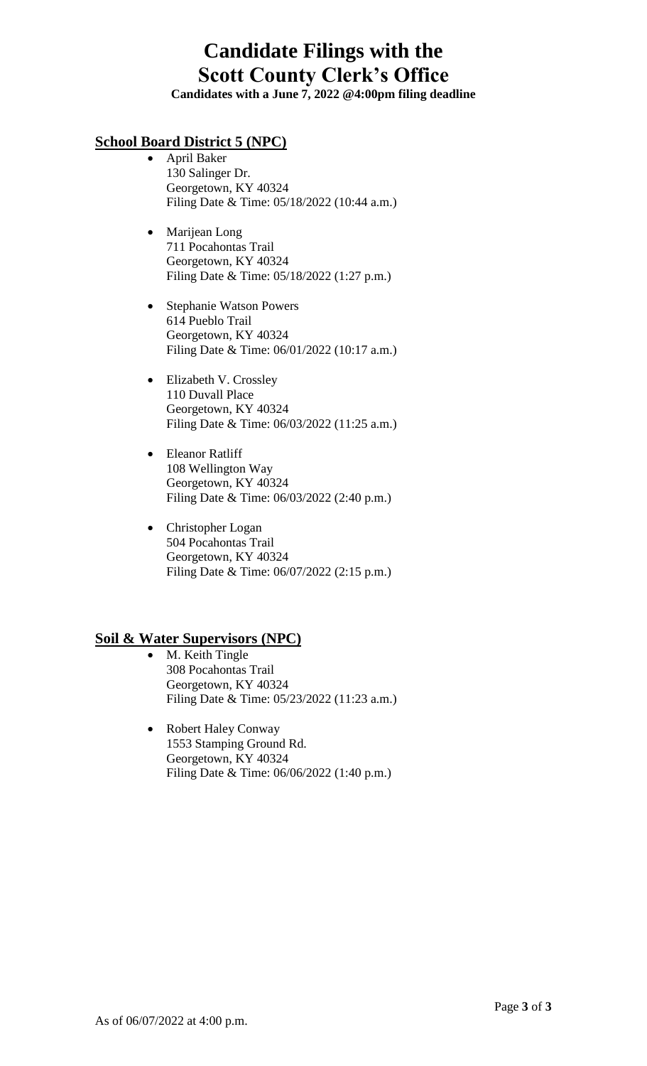# Candidate Filings with the Scott County Clerk's Office

**Candidates with a June 7, 2022 @4:00pm filing deadline**

## School Board District 5 (NPC)

- April Baker
  130 Salinger Dr.
  Georgetown, KY 40324
  Filing Date & Time: 05/18/2022 (10:44 a.m.)

- Marijean Long
  711 Pocahontas Trail
  Georgetown, KY 40324
  Filing Date & Time: 05/18/2022 (1:27 p.m.)

- Stephanie Watson Powers
  614 Pueblo Trail
  Georgetown, KY 40324
  Filing Date & Time: 06/01/2022 (10:17 a.m.)

- Elizabeth V. Crossley
  110 Duvall Place
  Georgetown, KY 40324
  Filing Date & Time: 06/03/2022 (11:25 a.m.)

- Eleanor Ratliff
  108 Wellington Way
  Georgetown, KY 40324
  Filing Date & Time: 06/03/2022 (2:40 p.m.)

- Christopher Logan
  504 Pocahontas Trail
  Georgetown, KY 40324
  Filing Date & Time: 06/07/2022 (2:15 p.m.)

## Soil & Water Supervisors (NPC)

- M. Keith Tingle
  308 Pocahontas Trail
  Georgetown, KY 40324
  Filing Date & Time: 05/23/2022 (11:23 a.m.)

- Robert Haley Conway
  1553 Stamping Ground Rd.
  Georgetown, KY 40324
  Filing Date & Time: 06/06/2022 (1:40 p.m.)

As of 06/07/2022 at 4:00 p.m.